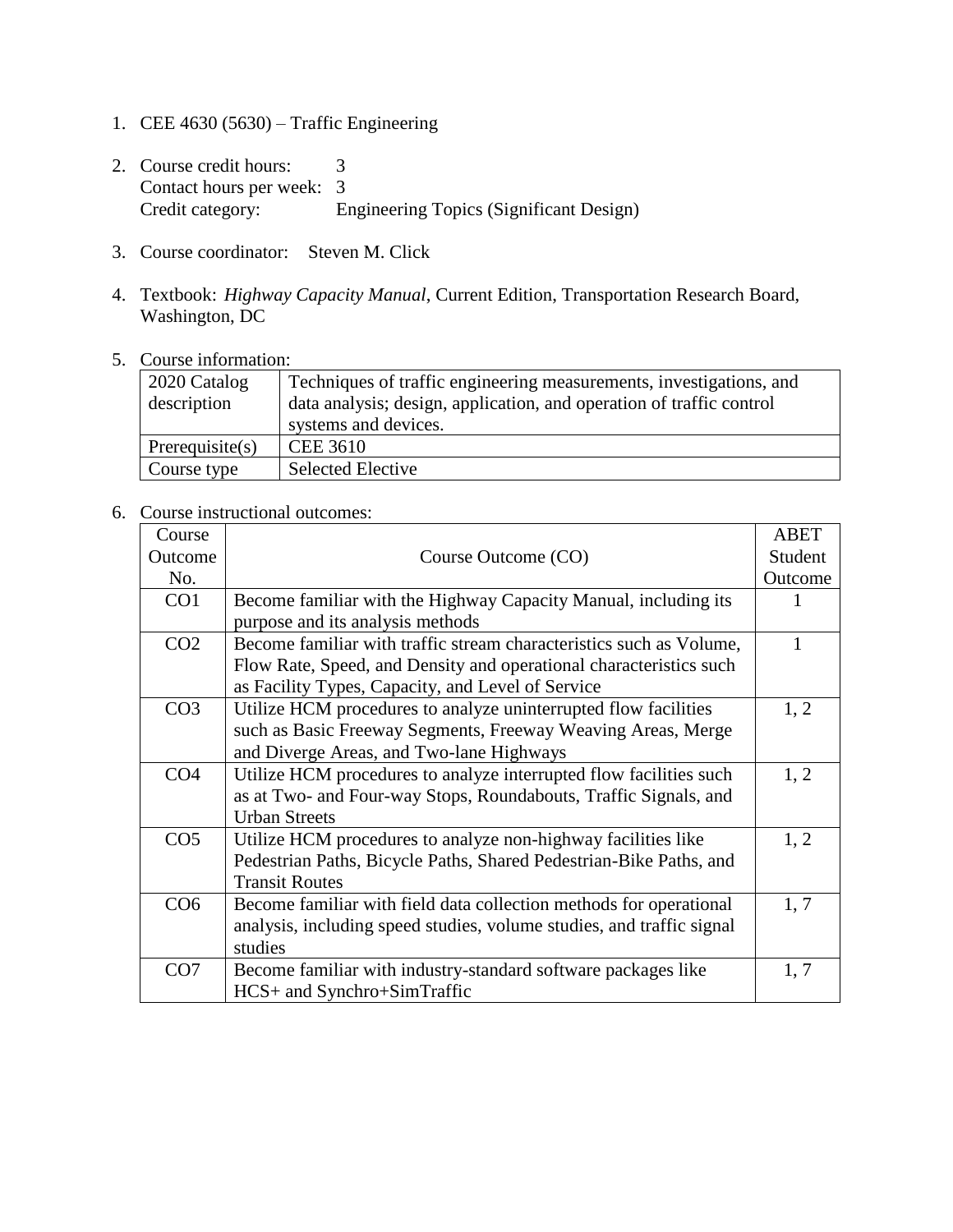1. CEE 4630 (5630) – Traffic Engineering

2. Course credit hours: 3
   Contact hours per week: 3
   Credit category: Engineering Topics (Significant Design)

3. Course coordinator: Steven M. Click

4. Textbook: *Highway Capacity Manual*, Current Edition, Transportation Research Board, Washington, DC

5. Course information:

| 2020 Catalog description | Techniques of traffic engineering measurements, investigations, and data analysis; design, application, and operation of traffic control systems and devices. |
|---|---|
| Prerequisite(s) | CEE 3610 |
| Course type | Selected Elective |

6. Course instructional outcomes:

| Course Outcome No. | Course Outcome (CO) | ABET Student Outcome |
|---|---|---|
| CO1 | Become familiar with the Highway Capacity Manual, including its purpose and its analysis methods | 1 |
| CO2 | Become familiar with traffic stream characteristics such as Volume, Flow Rate, Speed, and Density and operational characteristics such as Facility Types, Capacity, and Level of Service | 1 |
| CO3 | Utilize HCM procedures to analyze uninterrupted flow facilities such as Basic Freeway Segments, Freeway Weaving Areas, Merge and Diverge Areas, and Two-lane Highways | 1, 2 |
| CO4 | Utilize HCM procedures to analyze interrupted flow facilities such as at Two- and Four-way Stops, Roundabouts, Traffic Signals, and Urban Streets | 1, 2 |
| CO5 | Utilize HCM procedures to analyze non-highway facilities like Pedestrian Paths, Bicycle Paths, Shared Pedestrian-Bike Paths, and Transit Routes | 1, 2 |
| CO6 | Become familiar with field data collection methods for operational analysis, including speed studies, volume studies, and traffic signal studies | 1, 7 |
| CO7 | Become familiar with industry-standard software packages like HCS+ and Synchro+SimTraffic | 1, 7 |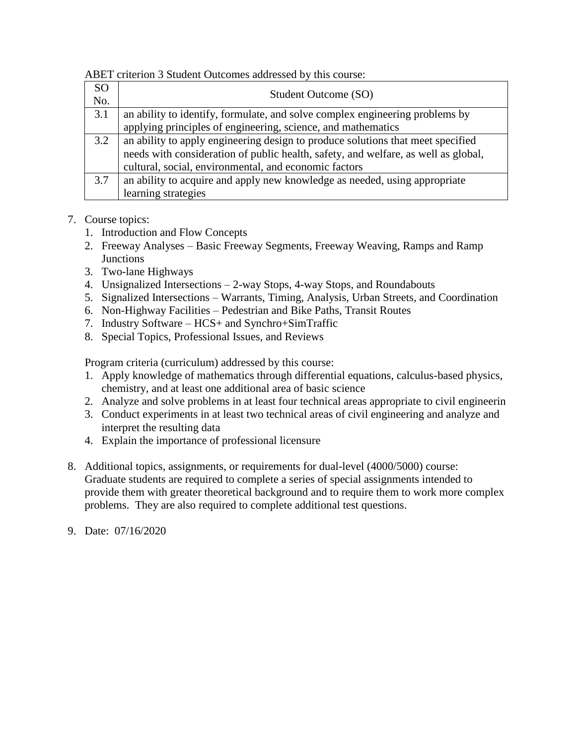ABET criterion 3 Student Outcomes addressed by this course:

| SO No. | Student Outcome (SO) |
|---|---|
| 3.1 | an ability to identify, formulate, and solve complex engineering problems by applying principles of engineering, science, and mathematics |
| 3.2 | an ability to apply engineering design to produce solutions that meet specified needs with consideration of public health, safety, and welfare, as well as global, cultural, social, environmental, and economic factors |
| 3.7 | an ability to acquire and apply new knowledge as needed, using appropriate learning strategies |

7. Course topics:
   1. Introduction and Flow Concepts
   2. Freeway Analyses – Basic Freeway Segments, Freeway Weaving, Ramps and Ramp Junctions
   3. Two-lane Highways
   4. Unsignalized Intersections – 2-way Stops, 4-way Stops, and Roundabouts
   5. Signalized Intersections – Warrants, Timing, Analysis, Urban Streets, and Coordination
   6. Non-Highway Facilities – Pedestrian and Bike Paths, Transit Routes
   7. Industry Software – HCS+ and Synchro+SimTraffic
   8. Special Topics, Professional Issues, and Reviews

   Program criteria (curriculum) addressed by this course:
   1. Apply knowledge of mathematics through differential equations, calculus-based physics, chemistry, and at least one additional area of basic science
   2. Analyze and solve problems in at least four technical areas appropriate to civil engineerin
   3. Conduct experiments in at least two technical areas of civil engineering and analyze and interpret the resulting data
   4. Explain the importance of professional licensure

8. Additional topics, assignments, or requirements for dual-level (4000/5000) course: Graduate students are required to complete a series of special assignments intended to provide them with greater theoretical background and to require them to work more complex problems. They are also required to complete additional test questions.

9. Date: 07/16/2020